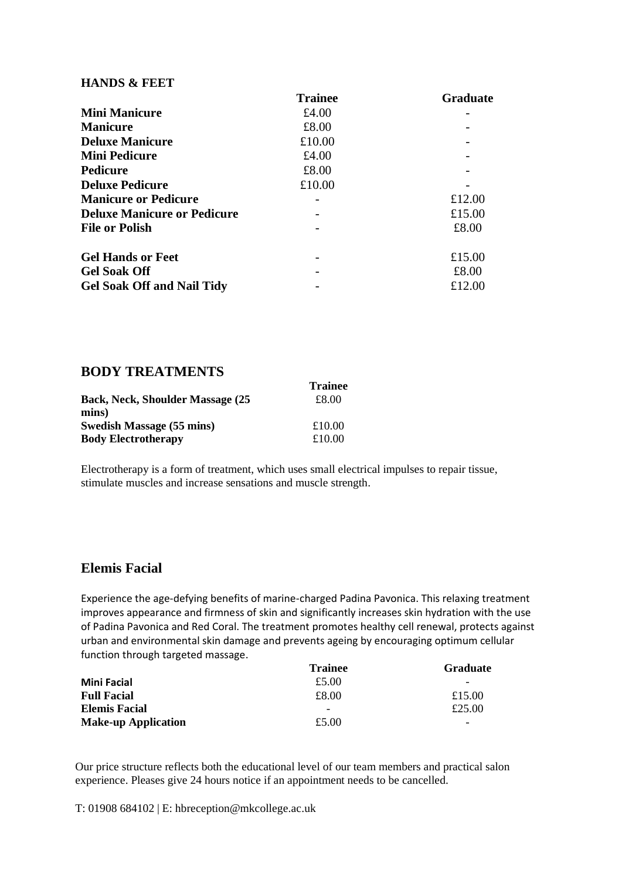## HANDS & FEET

| | Trainee | Graduate |
|---|---|---|
| **Mini Manicure** | £4.00 | - |
| **Manicure** | £8.00 | - |
| **Deluxe Manicure** | £10.00 | - |
| **Mini Pedicure** | £4.00 | - |
| **Pedicure** | £8.00 | - |
| **Deluxe Pedicure** | £10.00 | - |
| **Manicure or Pedicure** | - | £12.00 |
| **Deluxe Manicure or Pedicure** | - | £15.00 |
| **File or Polish** | - | £8.00 |
| **Gel Hands or Feet** | - | £15.00 |
| **Gel Soak Off** | - | £8.00 |
| **Gel Soak Off and Nail Tidy** | - | £12.00 |

## BODY TREATMENTS

| | Trainee |
|---|---|
| **Back, Neck, Shoulder Massage (25 mins)** | £8.00 |
| **Swedish Massage (55 mins)** | £10.00 |
| **Body Electrotherapy** | £10.00 |

Electrotherapy is a form of treatment, which uses small electrical impulses to repair tissue, stimulate muscles and increase sensations and muscle strength.

## Elemis Facial

Experience the age-defying benefits of marine-charged Padina Pavonica. This relaxing treatment improves appearance and firmness of skin and significantly increases skin hydration with the use of Padina Pavonica and Red Coral. The treatment promotes healthy cell renewal, protects against urban and environmental skin damage and prevents ageing by encouraging optimum cellular function through targeted massage.

| | Trainee | Graduate |
|---|---|---|
| **Mini Facial** | £5.00 | - |
| **Full Facial** | £8.00 | £15.00 |
| **Elemis Facial** | - | £25.00 |
| **Make-up Application** | £5.00 | - |

Our price structure reflects both the educational level of our team members and practical salon experience. Pleases give 24 hours notice if an appointment needs to be cancelled.

T: 01908 684102 | E: hbreception@mkcollege.ac.uk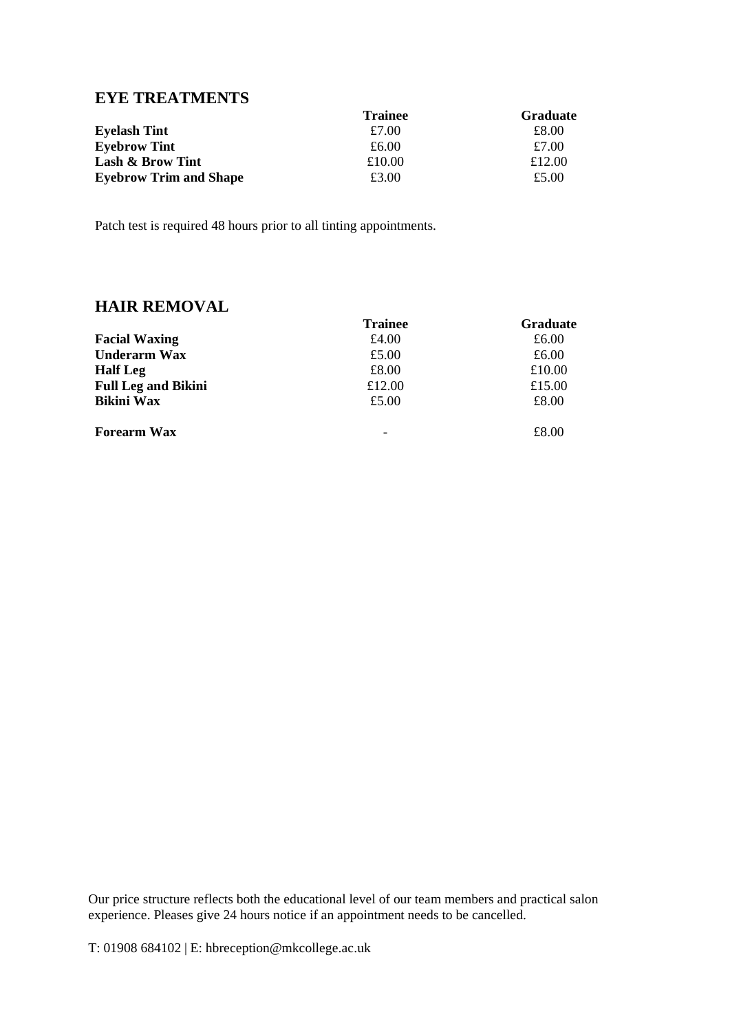## EYE TREATMENTS

| | Trainee | Graduate |
|---|---|---|
| **Eyelash Tint** | £7.00 | £8.00 |
| **Eyebrow Tint** | £6.00 | £7.00 |
| **Lash & Brow Tint** | £10.00 | £12.00 |
| **Eyebrow Trim and Shape** | £3.00 | £5.00 |

Patch test is required 48 hours prior to all tinting appointments.

## HAIR REMOVAL

| | Trainee | Graduate |
|---|---|---|
| **Facial Waxing** | £4.00 | £6.00 |
| **Underarm Wax** | £5.00 | £6.00 |
| **Half Leg** | £8.00 | £10.00 |
| **Full Leg and Bikini** | £12.00 | £15.00 |
| **Bikini Wax** | £5.00 | £8.00 |
| **Forearm Wax** | - | £8.00 |

Our price structure reflects both the educational level of our team members and practical salon experience. Pleases give 24 hours notice if an appointment needs to be cancelled.

T: 01908 684102 | E: hbreception@mkcollege.ac.uk